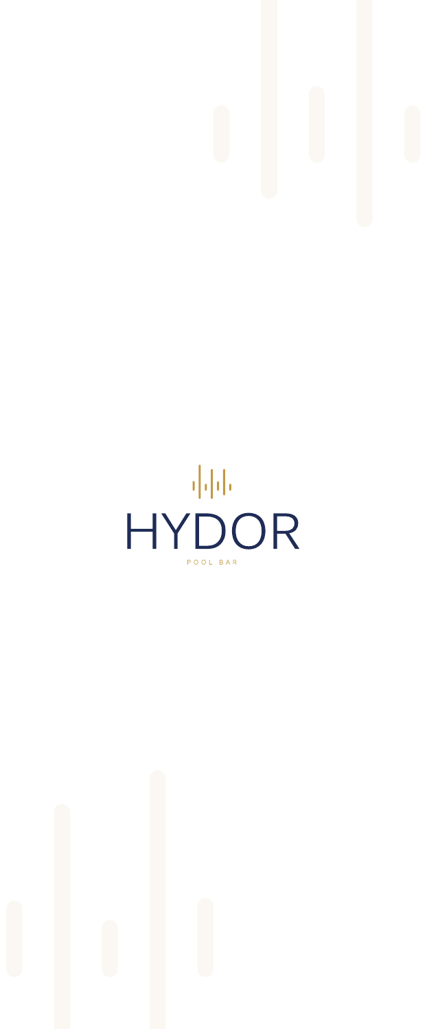# HYDOR

POOL BAR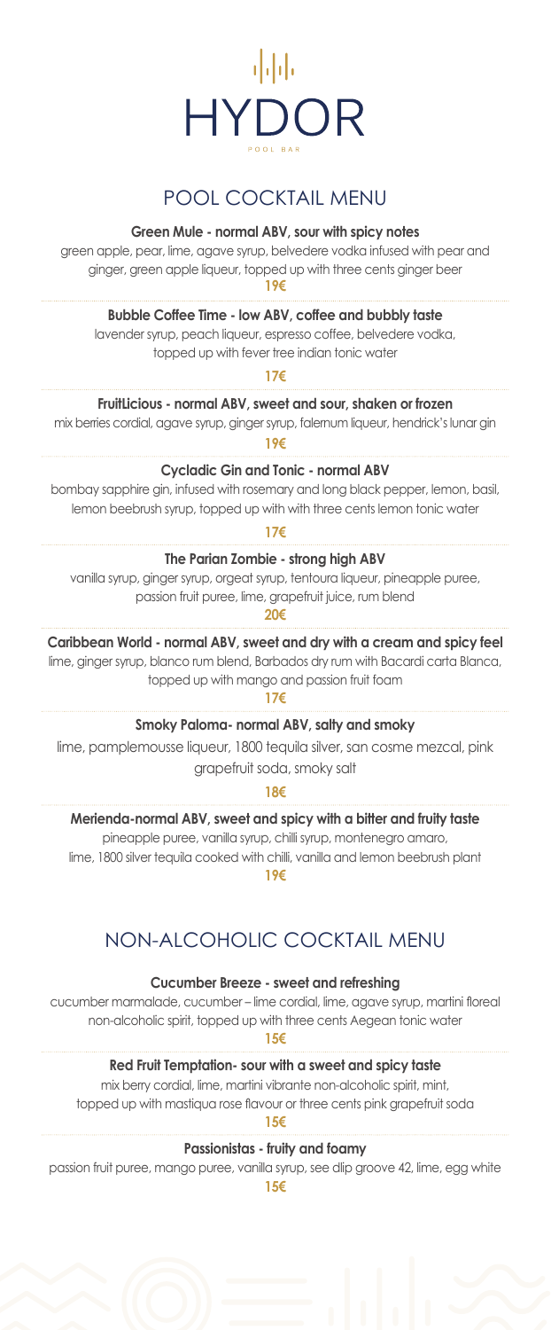# HYDOR

POOL BAR

## POOL COCKTAIL MENU

**Green Mule - normal ABV, sour with spicy notes**

green apple, pear, lime, agave syrup, belvedere vodka infused with pear and ginger, green apple liqueur, topped up with three cents ginger beer

**19€**

**Bubble Coffee Time - low ABV, coffee and bubbly taste**

lavender syrup, peach liqueur, espresso coffee, belvedere vodka, topped up with fever tree indian tonic water

**17€**

**FruitLicious - normal ABV, sweet and sour, shaken or frozen**

mix berries cordial, agave syrup, ginger syrup, falernum liqueur, hendrick's lunar gin

**19€**

**Cycladic Gin and Tonic - normal ABV**

bombay sapphire gin, infused with rosemary and long black pepper, lemon, basil, lemon beebrush syrup, topped up with with three cents lemon tonic water

**17€**

**The Parian Zombie - strong high ABV**

vanilla syrup, ginger syrup, orgeat syrup, tentoura liqueur, pineapple puree, passion fruit puree, lime, grapefruit juice, rum blend

**20€**

**Caribbean World - normal ABV, sweet and dry with a cream and spicy feel**

lime, ginger syrup, blanco rum blend, Barbados dry rum with Bacardi carta Blanca, topped up with mango and passion fruit foam

**17€**

**Smoky Paloma- normal ABV, salty and smoky**

lime, pamplemousse liqueur, 1800 tequila silver, san cosme mezcal, pink grapefruit soda, smoky salt

**18€**

**Merienda-normal ABV, sweet and spicy with a bitter and fruity taste**

pineapple puree, vanilla syrup, chilli syrup, montenegro amaro, lime, 1800 silver tequila cooked with chilli, vanilla and lemon beebrush plant

**19€**

## NON-ALCOHOLIC COCKTAIL MENU

**Cucumber Breeze - sweet and refreshing**

cucumber marmalade, cucumber – lime cordial, lime, agave syrup, martini floreal non-alcoholic spirit, topped up with three cents Aegean tonic water

**15€**

**Red Fruit Temptation- sour with a sweet and spicy taste**

mix berry cordial, lime, martini vibrante non-alcoholic spirit, mint, topped up with mastiqua rose flavour or three cents pink grapefruit soda

**15€**

**Passionistas - fruity and foamy**

passion fruit puree, mango puree, vanilla syrup, see dlip groove 42, lime, egg white

**15€**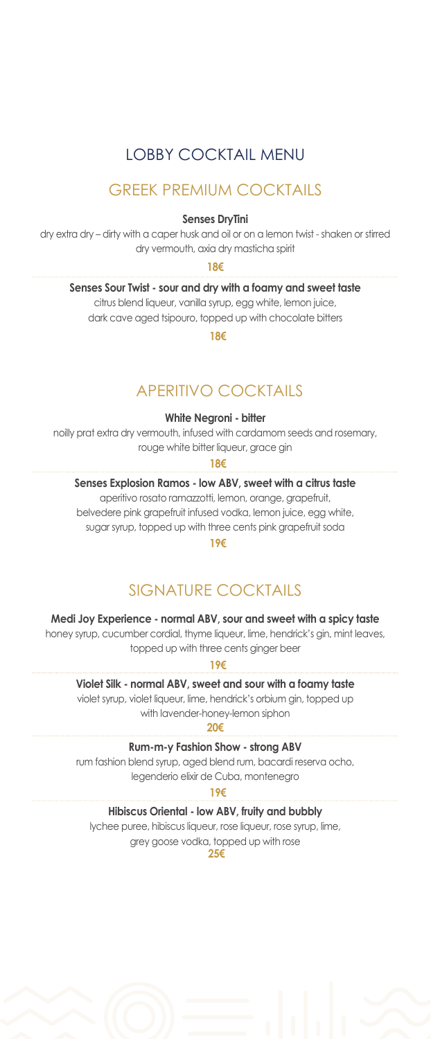# LOBBY COCKTAIL MENU

## GREEK PREMIUM COCKTAILS

**Senses DryTini**

dry extra dry – dirty with a caper husk and oil or on a lemon twist - shaken or stirred
dry vermouth, axia dry masticha spirit

**18€**

**Senses Sour Twist - sour and dry with a foamy and sweet taste**

citrus blend liqueur, vanilla syrup, egg white, lemon juice,
dark cave aged tsipouro, topped up with chocolate bitters

**18€**

## APERITIVO COCKTAILS

**White Negroni - bitter**

noilly prat extra dry vermouth, infused with cardamom seeds and rosemary,
rouge white bitter liqueur, grace gin

**18€**

**Senses Explosion Ramos - low ABV, sweet with a citrus taste**

aperitivo rosato ramazzotti, lemon, orange, grapefruit,
belvedere pink grapefruit infused vodka, lemon juice, egg white,
sugar syrup, topped up with three cents pink grapefruit soda

**19€**

## SIGNATURE COCKTAILS

**Medi Joy Experience - normal ABV, sour and sweet with a spicy taste**

honey syrup, cucumber cordial, thyme liqueur, lime, hendrick's gin, mint leaves,
topped up with three cents ginger beer

**19€**

**Violet Silk - normal ABV, sweet and sour with a foamy taste**

violet syrup, violet liqueur, lime, hendrick's orbium gin, topped up
with lavender-honey-lemon siphon

**20€**

**Rum-m-y Fashion Show - strong ABV**

rum fashion blend syrup, aged blend rum, bacardi reserva ocho,
legenderio elixir de Cuba, montenegro

**19€**

**Hibiscus Oriental - low ABV, fruity and bubbly**

lychee puree, hibiscus liqueur, rose liqueur, rose syrup, lime,
grey goose vodka, topped up with rose

**25€**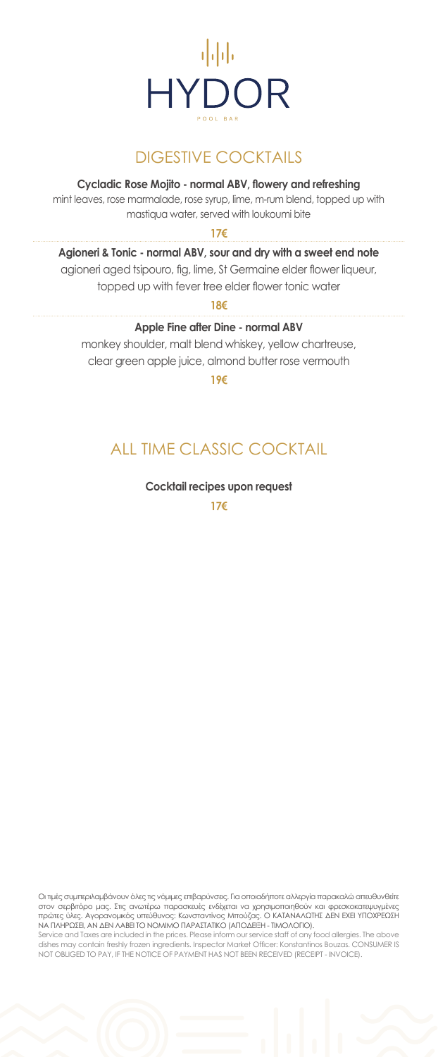# HYDOR

POOL BAR

## DIGESTIVE COCKTAILS

**Cycladic Rose Mojito - normal ABV, flowery and refreshing**

mint leaves, rose marmalade, rose syrup, lime, m-rum blend, topped up with mastiqua water, served with loukoumi bite

**17€**

**Agioneri & Tonic - normal ABV, sour and dry with a sweet end note**

agioneri aged tsipouro, fig, lime, St Germaine elder flower liqueur, topped up with fever tree elder flower tonic water

**18€**

**Apple Fine after Dine - normal ABV**

monkey shoulder, malt blend whiskey, yellow chartreuse, clear green apple juice, almond butter rose vermouth

**19€**

## ALL TIME CLASSIC COCKTAIL

**Cocktail recipes upon request**

**17€**

Οι τιμές συμπεριλαμβάνουν όλες τις νόμιμες επιβαρύνσεις. Για οποιαδήποτε αλλεργία παρακαλώ απευθυνθείτε στον σερβιτόρο μας. Στις ανωτέρω παρασκευές ενδέχεται να χρησιμοποιηθούν και φρεσκοκατεψυγμένες πρώτες ύλες. Αγορανομικός υπεύθυνος: Κωνσταντίνος Μπούζας. Ο ΚΑΤΑΝΑΛΩΤΗΣ ΔΕΝ ΕΧΕΙ ΥΠΟΧΡΕΩΣΗ ΝΑ ΠΛΗΡΩΣΕΙ, ΑΝ ΔΕΝ ΛΑΒΕΙ ΤΟ ΝΟΜΙΜΟ ΠΑΡΑΣΤΑΤΙΚΟ (ΑΠΟΔΕΙΞΗ - ΤΙΜΟΛΟΓΙΟ).

Service and Taxes are included in the prices. Please inform our service staff of any food allergies. The above dishes may contain freshly frozen ingredients. Inspector Market Officer: Konstantinos Bouzas. CONSUMER IS NOT OBLIGED TO PAY, IF THE NOTICE OF PAYMENT HAS NOT BEEN RECEIVED (RECEIPT - INVOICE).